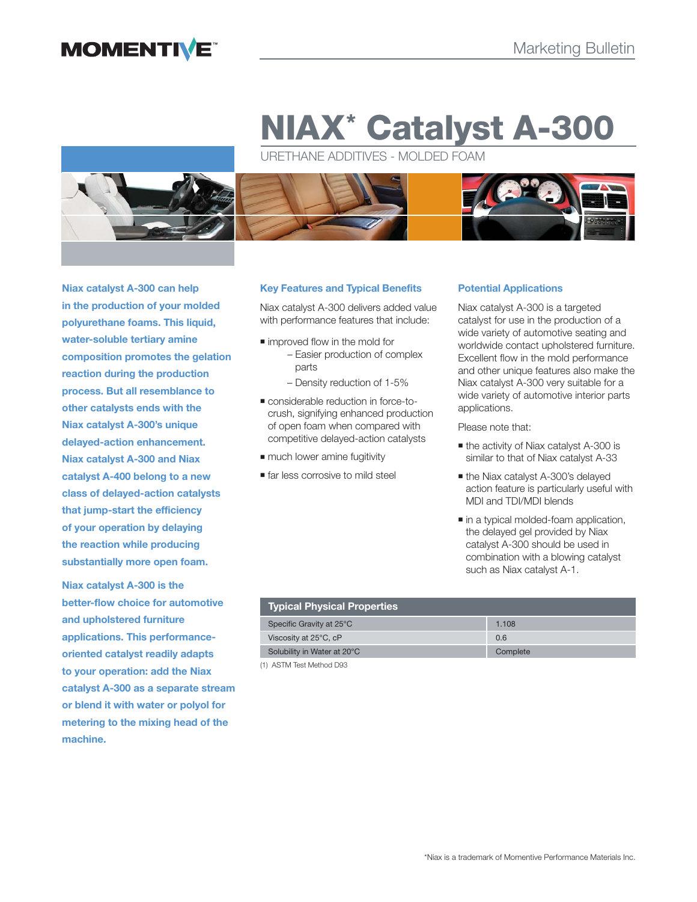MOMENTIVE™

Marketing Bulletin

# NIAX* Catalyst A-300

URETHANE ADDITIVES - MOLDED FOAM

**Niax catalyst A-300 can help in the production of your molded polyurethane foams. This liquid, water-soluble tertiary amine composition promotes the gelation reaction during the production process. But all resemblance to other catalysts ends with the Niax catalyst A-300's unique delayed-action enhancement. Niax catalyst A-300 and Niax catalyst A-400 belong to a new class of delayed-action catalysts that jump-start the efficiency of your operation by delaying the reaction while producing substantially more open foam.**

**Niax catalyst A-300 is the better-flow choice for automotive and upholstered furniture applications. This performance-oriented catalyst readily adapts to your operation: add the Niax catalyst A-300 as a separate stream or blend it with water or polyol for metering to the mixing head of the machine.**

## Key Features and Typical Benefits

Niax catalyst A-300 delivers added value with performance features that include:

- improved flow in the mold for
  - Easier production of complex parts
  - Density reduction of 1-5%
- considerable reduction in force-to-crush, signifying enhanced production of open foam when compared with competitive delayed-action catalysts
- much lower amine fugitivity
- far less corrosive to mild steel

## Potential Applications

Niax catalyst A-300 is a targeted catalyst for use in the production of a wide variety of automotive seating and worldwide contact upholstered furniture. Excellent flow in the mold performance and other unique features also make the Niax catalyst A-300 very suitable for a wide variety of automotive interior parts applications.

Please note that:

- the activity of Niax catalyst A-300 is similar to that of Niax catalyst A-33
- the Niax catalyst A-300's delayed action feature is particularly useful with MDI and TDI/MDI blends
- in a typical molded-foam application, the delayed gel provided by Niax catalyst A-300 should be used in combination with a blowing catalyst such as Niax catalyst A-1.

| Typical Physical Properties | |
|---|---|
| Specific Gravity at 25°C | 1.108 |
| Viscosity at 25°C, cP | 0.6 |
| Solubility in Water at 20°C | Complete |

(1) ASTM Test Method D93

*Niax is a trademark of Momentive Performance Materials Inc.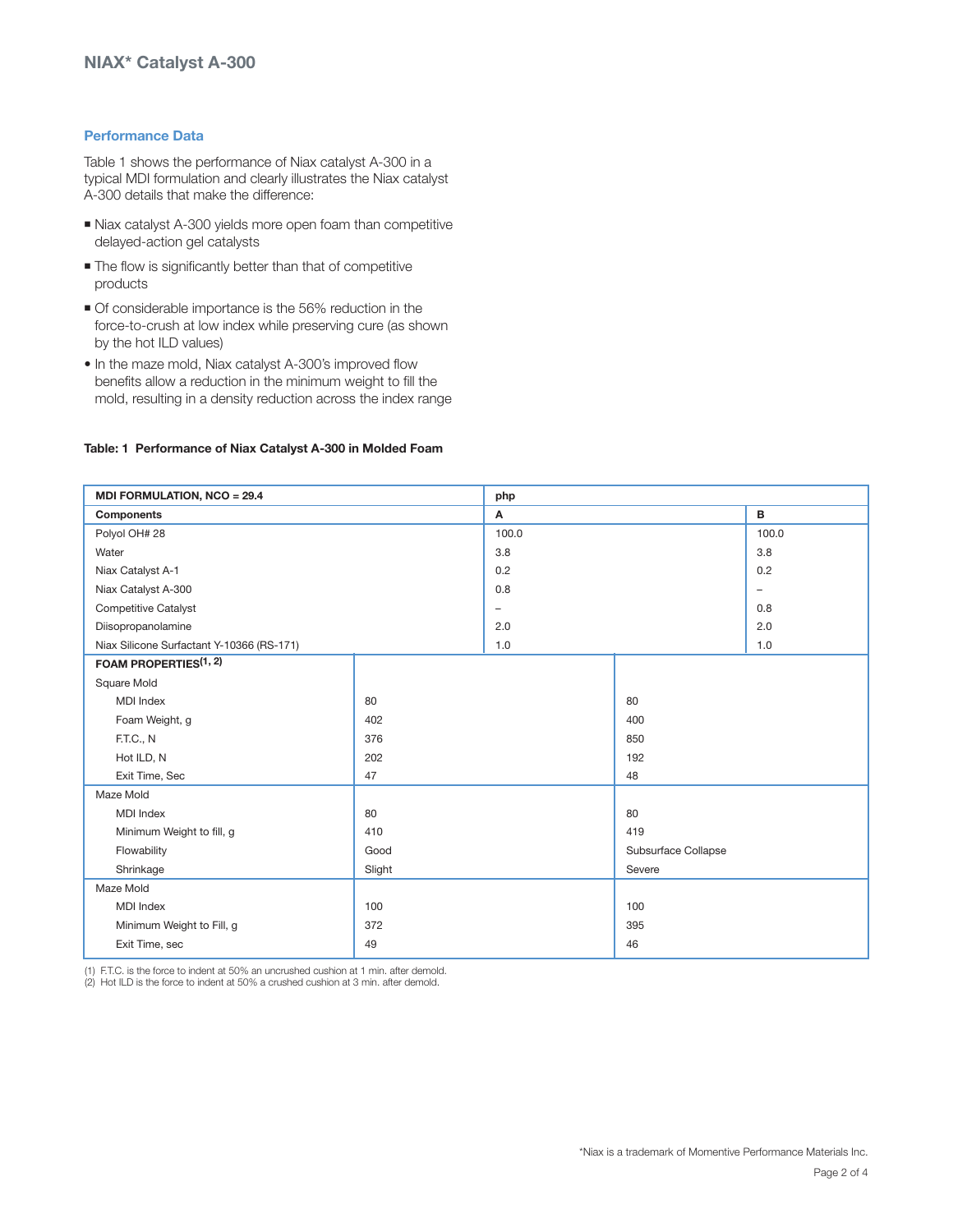## Performance Data

Table 1 shows the performance of Niax catalyst A-300 in a typical MDI formulation and clearly illustrates the Niax catalyst A-300 details that make the difference:

- Niax catalyst A-300 yields more open foam than competitive delayed-action gel catalysts
- The flow is significantly better than that of competitive products
- Of considerable importance is the 56% reduction in the force-to-crush at low index while preserving cure (as shown by the hot ILD values)
- In the maze mold, Niax catalyst A-300's improved flow benefits allow a reduction in the minimum weight to fill the mold, resulting in a density reduction across the index range

**Table: 1 Performance of Niax Catalyst A-300 in Molded Foam**

| **MDI FORMULATION, NCO = 29.4** | **php** | |
|---|---|---|
| **Components** | **A** | **B** |
| Polyol OH# 28 | 100.0 | 100.0 |
| Water | 3.8 | 3.8 |
| Niax Catalyst A-1 | 0.2 | 0.2 |
| Niax Catalyst A-300 | 0.8 | – |
| Competitive Catalyst | – | 0.8 |
| Diisopropanolamine | 2.0 | 2.0 |
| Niax Silicone Surfactant Y-10366 (RS-171) | 1.0 | 1.0 |
| **FOAM PROPERTIES(1, 2)** | | |
| Square Mold | | |
| MDI Index | 80 | 80 |
| Foam Weight, g | 402 | 400 |
| F.T.C., N | 376 | 850 |
| Hot ILD, N | 202 | 192 |
| Exit Time, Sec | 47 | 48 |
| Maze Mold | | |
| MDI Index | 80 | 80 |
| Minimum Weight to fill, g | 410 | 419 |
| Flowability | Good | Subsurface Collapse |
| Shrinkage | Slight | Severe |
| Maze Mold | | |
| MDI Index | 100 | 100 |
| Minimum Weight to Fill, g | 372 | 395 |
| Exit Time, sec | 49 | 46 |

(1) F.T.C. is the force to indent at 50% an uncrushed cushion at 1 min. after demold.
(2) Hot ILD is the force to indent at 50% a crushed cushion at 3 min. after demold.

*Niax is a trademark of Momentive Performance Materials Inc.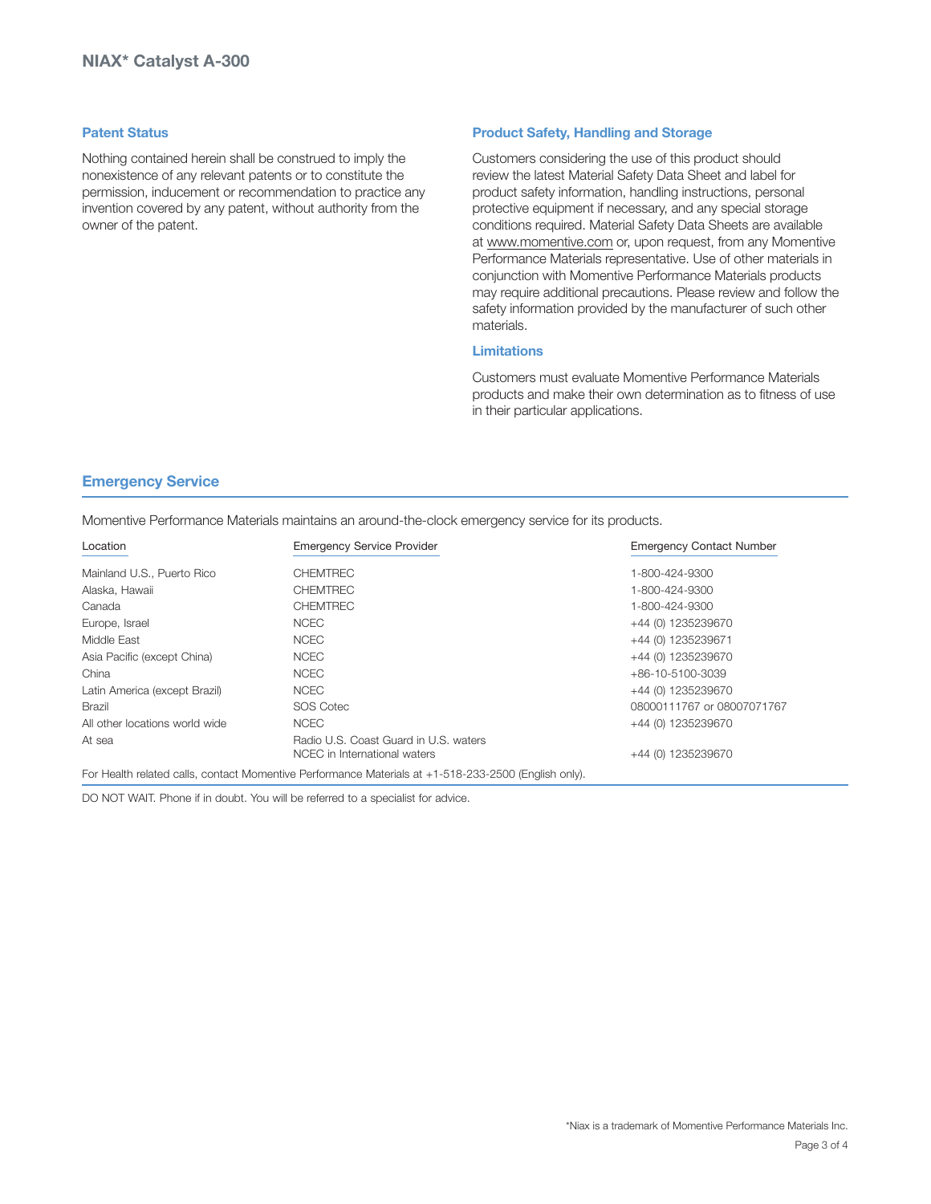## Patent Status

Nothing contained herein shall be construed to imply the nonexistence of any relevant patents or to constitute the permission, inducement or recommendation to practice any invention covered by any patent, without authority from the owner of the patent.

## Product Safety, Handling and Storage

Customers considering the use of this product should review the latest Material Safety Data Sheet and label for product safety information, handling instructions, personal protective equipment if necessary, and any special storage conditions required. Material Safety Data Sheets are available at www.momentive.com or, upon request, from any Momentive Performance Materials representative. Use of other materials in conjunction with Momentive Performance Materials products may require additional precautions. Please review and follow the safety information provided by the manufacturer of such other materials.

## Limitations

Customers must evaluate Momentive Performance Materials products and make their own determination as to fitness of use in their particular applications.

## Emergency Service

Momentive Performance Materials maintains an around-the-clock emergency service for its products.

| Location | Emergency Service Provider | Emergency Contact Number |
|---|---|---|
| Mainland U.S., Puerto Rico | CHEMTREC | 1-800-424-9300 |
| Alaska, Hawaii | CHEMTREC | 1-800-424-9300 |
| Canada | CHEMTREC | 1-800-424-9300 |
| Europe, Israel | NCEC | +44 (0) 1235239670 |
| Middle East | NCEC | +44 (0) 1235239671 |
| Asia Pacific (except China) | NCEC | +44 (0) 1235239670 |
| China | NCEC | +86-10-5100-3039 |
| Latin America (except Brazil) | NCEC | +44 (0) 1235239670 |
| Brazil | SOS Cotec | 08000111767 or 08007071767 |
| All other locations world wide | NCEC | +44 (0) 1235239670 |
| At sea | Radio U.S. Coast Guard in U.S. waters<br>NCEC in International waters | <br>+44 (0) 1235239670 |

For Health related calls, contact Momentive Performance Materials at +1-518-233-2500 (English only).

DO NOT WAIT. Phone if in doubt. You will be referred to a specialist for advice.

*Niax is a trademark of Momentive Performance Materials Inc.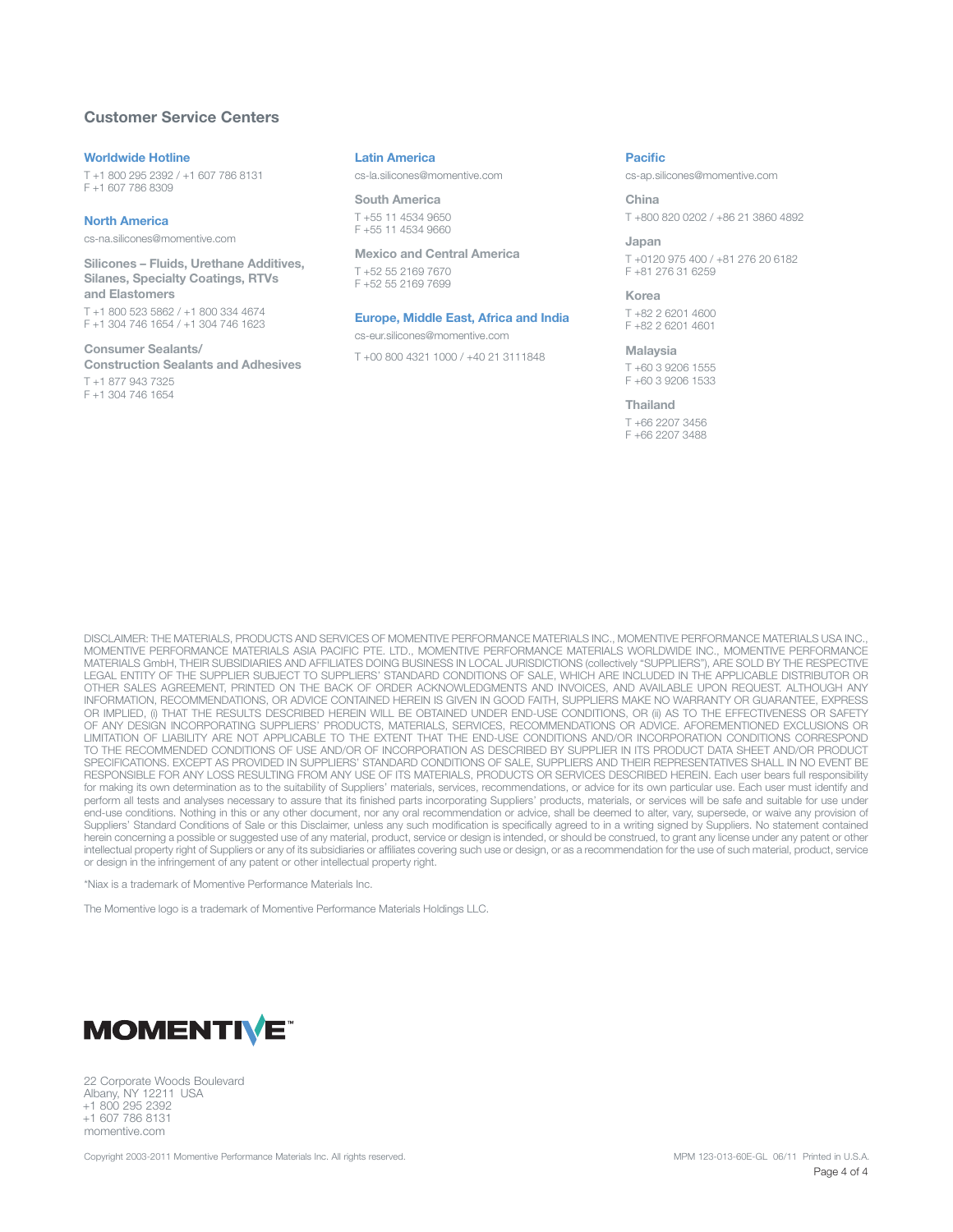## Customer Service Centers

### Worldwide Hotline

T +1 800 295 2392 / +1 607 786 8131
F +1 607 786 8309

### North America

cs-na.silicones@momentive.com

**Silicones – Fluids, Urethane Additives, Silanes, Specialty Coatings, RTVs and Elastomers**

T +1 800 523 5862 / +1 800 334 4674
F +1 304 746 1654 / +1 304 746 1623

**Consumer Sealants/ Construction Sealants and Adhesives**

T +1 877 943 7325
F +1 304 746 1654

### Latin America

cs-la.silicones@momentive.com

**South America**

T +55 11 4534 9650
F +55 11 4534 9660

**Mexico and Central America**

T +52 55 2169 7670
F +52 55 2169 7699

### Europe, Middle East, Africa and India

cs-eur.silicones@momentive.com

T +00 800 4321 1000 / +40 21 3111848

### Pacific

cs-ap.silicones@momentive.com

**China**

T +800 820 0202 / +86 21 3860 4892

**Japan**

T +0120 975 400 / +81 276 20 6182
F +81 276 31 6259

**Korea**

T +82 2 6201 4600
F +82 2 6201 4601

**Malaysia**

T +60 3 9206 1555
F +60 3 9206 1533

**Thailand**

T +66 2207 3456
F +66 2207 3488

DISCLAIMER: THE MATERIALS, PRODUCTS AND SERVICES OF MOMENTIVE PERFORMANCE MATERIALS INC., MOMENTIVE PERFORMANCE MATERIALS USA INC., MOMENTIVE PERFORMANCE MATERIALS ASIA PACIFIC PTE. LTD., MOMENTIVE PERFORMANCE MATERIALS WORLDWIDE INC., MOMENTIVE PERFORMANCE MATERIALS GmbH, THEIR SUBSIDIARIES AND AFFILIATES DOING BUSINESS IN LOCAL JURISDICTIONS (collectively "SUPPLIERS"), ARE SOLD BY THE RESPECTIVE LEGAL ENTITY OF THE SUPPLIER SUBJECT TO SUPPLIERS' STANDARD CONDITIONS OF SALE, WHICH ARE INCLUDED IN THE APPLICABLE DISTRIBUTOR OR OTHER SALES AGREEMENT, PRINTED ON THE BACK OF ORDER ACKNOWLEDGMENTS AND INVOICES, AND AVAILABLE UPON REQUEST. ALTHOUGH ANY INFORMATION, RECOMMENDATIONS, OR ADVICE CONTAINED HEREIN IS GIVEN IN GOOD FAITH, SUPPLIERS MAKE NO WARRANTY OR GUARANTEE, EXPRESS OR IMPLIED, (i) THAT THE RESULTS DESCRIBED HEREIN WILL BE OBTAINED UNDER END-USE CONDITIONS, OR (ii) AS TO THE EFFECTIVENESS OR SAFETY OF ANY DESIGN INCORPORATING SUPPLIERS' PRODUCTS, MATERIALS, SERVICES, RECOMMENDATIONS OR ADVICE. AFOREMENTIONED EXCLUSIONS OR LIMITATION OF LIABILITY ARE NOT APPLICABLE TO THE EXTENT THAT THE END-USE CONDITIONS AND/OR INCORPORATION CONDITIONS CORRESPOND TO THE RECOMMENDED CONDITIONS OF USE AND/OR OF INCORPORATION AS DESCRIBED BY SUPPLIER IN ITS PRODUCT DATA SHEET AND/OR PRODUCT SPECIFICATIONS. EXCEPT AS PROVIDED IN SUPPLIERS' STANDARD CONDITIONS OF SALE, SUPPLIERS AND THEIR REPRESENTATIVES SHALL IN NO EVENT BE RESPONSIBLE FOR ANY LOSS RESULTING FROM ANY USE OF ITS MATERIALS, PRODUCTS OR SERVICES DESCRIBED HEREIN. Each user bears full responsibility for making its own determination as to the suitability of Suppliers' materials, services, recommendations, or advice for its own particular use. Each user must identify and perform all tests and analyses necessary to assure that its finished parts incorporating Suppliers' products, materials, or services will be safe and suitable for use under end-use conditions. Nothing in this or any other document, nor any oral recommendation or advice, shall be deemed to alter, vary, supersede, or waive any provision of Suppliers' Standard Conditions of Sale or this Disclaimer, unless any such modification is specifically agreed to in a writing signed by Suppliers. No statement contained herein concerning a possible or suggested use of any material, product, service or design is intended, or should be construed, to grant any license under any patent or other intellectual property right of Suppliers or any of its subsidiaries or affiliates covering such use or design, or as a recommendation for the use of such material, product, service or design in the infringement of any patent or other intellectual property right.

*Niax is a trademark of Momentive Performance Materials Inc.

The Momentive logo is a trademark of Momentive Performance Materials Holdings LLC.

MOMENTIVE™

22 Corporate Woods Boulevard
Albany, NY 12211 USA
+1 800 295 2392
+1 607 786 8131
momentive.com

Copyright 2003-2011 Momentive Performance Materials Inc. All rights reserved.

MPM 123-013-60E-GL 06/11 Printed in U.S.A.